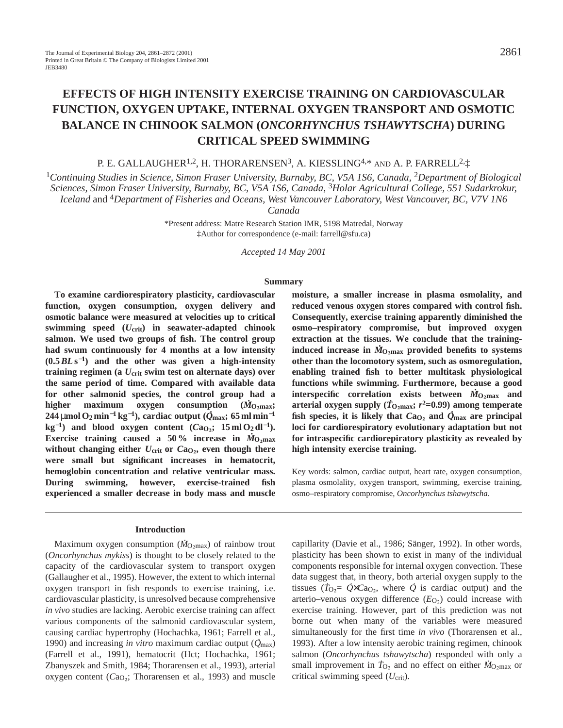# EFFECTS OF HIGH INTENSITY EXERCISE TRAINING ON CARDIOVASCULAR FUNCTION, OXYGEN UPTAKE, INTERNAL OXYGEN TRANSPORT AND OSMOTIC BALANCE IN CHINOOK SALMON (*ONCORHYNCHUS TSHAWYTSCHA*) DURING CRITICAL SPEED SWIMMING

P. E. GALLAUGHER[1,2], H. THORARENSEN[3], A. KIESSLING[4,*] AND A. P. FARRELL[2,‡]

[1]*Continuing Studies in Science, Simon Fraser University, Burnaby, BC, V5A 1S6, Canada,* [2]*Department of Biological Sciences, Simon Fraser University, Burnaby, BC, V5A 1S6, Canada,* [3]*Holar Agricultural College, 551 Sudarkrokur, Iceland* and [4]*Department of Fisheries and Oceans, West Vancouver Laboratory, West Vancouver, BC, V7V 1N6 Canada*

*Present address: Matre Research Station IMR, 5198 Matredal, Norway

‡Author for correspondence (e-mail: farrell@sfu.ca)

*Accepted 14 May 2001*

## Summary

**To examine cardiorespiratory plasticity, cardiovascular function, oxygen consumption, oxygen delivery and osmotic balance were measured at velocities up to critical swimming speed ($U_{crit}$) in seawater-adapted chinook salmon. We used two groups of fish. The control group had swum continuously for 4 months at a low intensity ($0.5\,BL\,s^{-1}$) and the other was given a high-intensity training regimen (a $U_{crit}$ swim test on alternate days) over the same period of time. Compared with available data for other salmonid species, the control group had a higher maximum oxygen consumption ($\dot{M}_{O_2max}$; 244 μmol $O_2$ $min^{-1}$ $kg^{-1}$), cardiac output ($\dot{Q}_{max}$; 65 ml $min^{-1}$ $kg^{-1}$) and blood oxygen content ($Ca_{O_2}$; 15 ml $O_2$ $dl^{-1}$). Exercise training caused a 50 % increase in $\dot{M}_{O_2max}$ without changing either $U_{crit}$ or $Ca_{O_2}$, even though there were small but significant increases in hematocrit, hemoglobin concentration and relative ventricular mass. During swimming, however, exercise-trained fish experienced a smaller decrease in body mass and muscle moisture, a smaller increase in plasma osmolality, and reduced venous oxygen stores compared with control fish. Consequently, exercise training apparently diminished the osmo–respiratory compromise, but improved oxygen extraction at the tissues. We conclude that the training-induced increase in $\dot{M}_{O_2max}$ provided benefits to systems other than the locomotory system, such as osmoregulation, enabling trained fish to better multitask physiological functions while swimming. Furthermore, because a good interspecific correlation exists between $\dot{M}_{O_2max}$ and arterial oxygen supply ($\dot{T}_{O_2max}$; $r^2$=0.99) among temperate fish species, it is likely that $Ca_{O_2}$ and $\dot{Q}_{max}$ are principal loci for cardiorespiratory evolutionary adaptation but not for intraspecific cardiorepiratory plasticity as revealed by high intensity exercise training.**

Key words: salmon, cardiac output, heart rate, oxygen consumption, plasma osmolality, oxygen transport, swimming, exercise training, osmo–respiratory compromise, *Oncorhynchus tshawytscha*.

## Introduction

Maximum oxygen consumption ($\dot{M}_{O_2max}$) of rainbow trout (*Oncorhynchus mykiss*) is thought to be closely related to the capacity of the cardiovascular system to transport oxygen (Gallaugher et al., 1995). However, the extent to which internal oxygen transport in fish responds to exercise training, i.e. cardiovascular plasticity, is unresolved because comprehensive *in vivo* studies are lacking. Aerobic exercise training can affect various components of the salmonid cardiovascular system, causing cardiac hypertrophy (Hochachka, 1961; Farrell et al., 1990) and increasing *in vitro* maximum cardiac output ($\dot{Q}_{max}$) (Farrell et al., 1991), hematocrit (Hct; Hochachka, 1961; Zbanyszek and Smith, 1984; Thorarensen et al., 1993), arterial oxygen content ($Ca_{O_2}$; Thorarensen et al., 1993) and muscle capillarity (Davie et al., 1986; Sänger, 1992). In other words, plasticity has been shown to exist in many of the individual components responsible for internal oxygen convection. These data suggest that, in theory, both arterial oxygen supply to the tissues ($\dot{T}_{O_2}$= $\dot{Q}$×$Ca_{O_2}$, where $\dot{Q}$ is cardiac output) and the arterio–venous oxygen difference ($E_{O_2}$) could increase with exercise training. However, part of this prediction was not borne out when many of the variables were measured simultaneously for the first time *in vivo* (Thorarensen et al., 1993). After a low intensity aerobic training regimen, chinook salmon (*Oncorhynchus tshawytscha*) responded with only a small improvement in $\dot{T}_{O_2}$ and no effect on either $\dot{M}_{O_2max}$ or critical swimming speed ($U_{crit}$).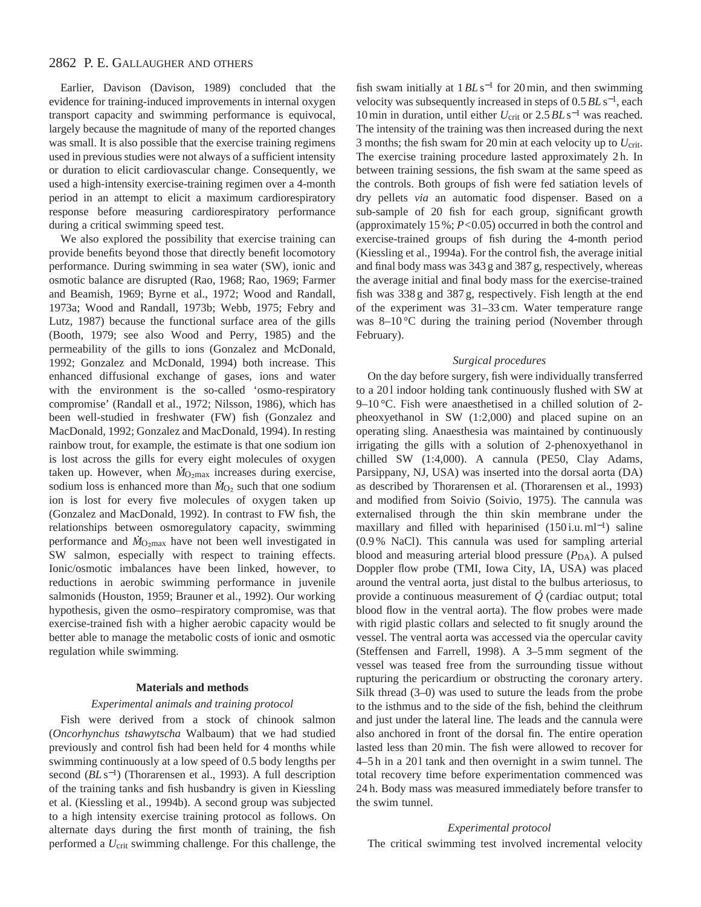Earlier, Davison (Davison, 1989) concluded that the evidence for training-induced improvements in internal oxygen transport capacity and swimming performance is equivocal, largely because the magnitude of many of the reported changes was small. It is also possible that the exercise training regimens used in previous studies were not always of a sufficient intensity or duration to elicit cardiovascular change. Consequently, we used a high-intensity exercise-training regimen over a 4-month period in an attempt to elicit a maximum cardiorespiratory response before measuring cardiorespiratory performance during a critical swimming speed test.

We also explored the possibility that exercise training can provide benefits beyond those that directly benefit locomotory performance. During swimming in sea water (SW), ionic and osmotic balance are disrupted (Rao, 1968; Rao, 1969; Farmer and Beamish, 1969; Byrne et al., 1972; Wood and Randall, 1973a; Wood and Randall, 1973b; Webb, 1975; Febry and Lutz, 1987) because the functional surface area of the gills (Booth, 1979; see also Wood and Perry, 1985) and the permeability of the gills to ions (Gonzalez and McDonald, 1992; Gonzalez and McDonald, 1994) both increase. This enhanced diffusional exchange of gases, ions and water with the environment is the so-called 'osmo-respiratory compromise' (Randall et al., 1972; Nilsson, 1986), which has been well-studied in freshwater (FW) fish (Gonzalez and MacDonald, 1992; Gonzalez and MacDonald, 1994). In resting rainbow trout, for example, the estimate is that one sodium ion is lost across the gills for every eight molecules of oxygen taken up. However, when $\dot{M}_{O_2max}$ increases during exercise, sodium loss is enhanced more than $\dot{M}_{O_2}$ such that one sodium ion is lost for every five molecules of oxygen taken up (Gonzalez and MacDonald, 1992). In contrast to FW fish, the relationships between osmoregulatory capacity, swimming performance and $\dot{M}_{O_2max}$ have not been well investigated in SW salmon, especially with respect to training effects. Ionic/osmotic imbalances have been linked, however, to reductions in aerobic swimming performance in juvenile salmonids (Houston, 1959; Brauner et al., 1992). Our working hypothesis, given the osmo–respiratory compromise, was that exercise-trained fish with a higher aerobic capacity would be better able to manage the metabolic costs of ionic and osmotic regulation while swimming.

## Materials and methods

### *Experimental animals and training protocol*

Fish were derived from a stock of chinook salmon (*Oncorhynchus tshawytscha* Walbaum) that we had studied previously and control fish had been held for 4 months while swimming continuously at a low speed of 0.5 body lengths per second ($BL\,s^{-1}$) (Thorarensen et al., 1993). A full description of the training tanks and fish husbandry is given in Kiessling et al. (Kiessling et al., 1994b). A second group was subjected to a high intensity exercise training protocol as follows. On alternate days during the first month of training, the fish performed a $U_{crit}$ swimming challenge. For this challenge, the fish swam initially at $1\,BL\,s^{-1}$ for 20 min, and then swimming velocity was subsequently increased in steps of $0.5\,BL\,s^{-1}$, each 10 min in duration, until either $U_{crit}$ or $2.5\,BL\,s^{-1}$ was reached. The intensity of the training was then increased during the next 3 months; the fish swam for 20 min at each velocity up to $U_{crit}$. The exercise training procedure lasted approximately 2 h. In between training sessions, the fish swam at the same speed as the controls. Both groups of fish were fed satiation levels of dry pellets *via* an automatic food dispenser. Based on a sub-sample of 20 fish for each group, significant growth (approximately 15 %; $P<0.05$) occurred in both the control and exercise-trained groups of fish during the 4-month period (Kiessling et al., 1994a). For the control fish, the average initial and final body mass was 343 g and 387 g, respectively, whereas the average initial and final body mass for the exercise-trained fish was 338 g and 387 g, respectively. Fish length at the end of the experiment was 31–33 cm. Water temperature range was 8–10 °C during the training period (November through February).

### *Surgical procedures*

On the day before surgery, fish were individually transferred to a 20 l indoor holding tank continuously flushed with SW at 9–10 °C. Fish were anaesthetised in a chilled solution of 2-pheoxyethanol in SW (1:2,000) and placed supine on an operating sling. Anaesthesia was maintained by continuously irrigating the gills with a solution of 2-phenoxyethanol in chilled SW (1:4,000). A cannula (PE50, Clay Adams, Parsippany, NJ, USA) was inserted into the dorsal aorta (DA) as described by Thorarensen et al. (Thorarensen et al., 1993) and modified from Soivio (Soivio, 1975). The cannula was externalised through the thin skin membrane under the maxillary and filled with heparinised ($150\,\text{i.u.}\,ml^{-1}$) saline (0.9 % NaCl). This cannula was used for sampling arterial blood and measuring arterial blood pressure ($P_{DA}$). A pulsed Doppler flow probe (TMI, Iowa City, IA, USA) was placed around the ventral aorta, just distal to the bulbus arteriosus, to provide a continuous measurement of $\dot{Q}$ (cardiac output; total blood flow in the ventral aorta). The flow probes were made with rigid plastic collars and selected to fit snugly around the vessel. The ventral aorta was accessed via the opercular cavity (Steffensen and Farrell, 1998). A 3–5 mm segment of the vessel was teased free from the surrounding tissue without rupturing the pericardium or obstructing the coronary artery. Silk thread (3–0) was used to suture the leads from the probe to the isthmus and to the side of the fish, behind the cleithrum and just under the lateral line. The leads and the cannula were also anchored in front of the dorsal fin. The entire operation lasted less than 20 min. The fish were allowed to recover for 4–5 h in a 20 l tank and then overnight in a swim tunnel. The total recovery time before experimentation commenced was 24 h. Body mass was measured immediately before transfer to the swim tunnel.

### *Experimental protocol*

The critical swimming test involved incremental velocity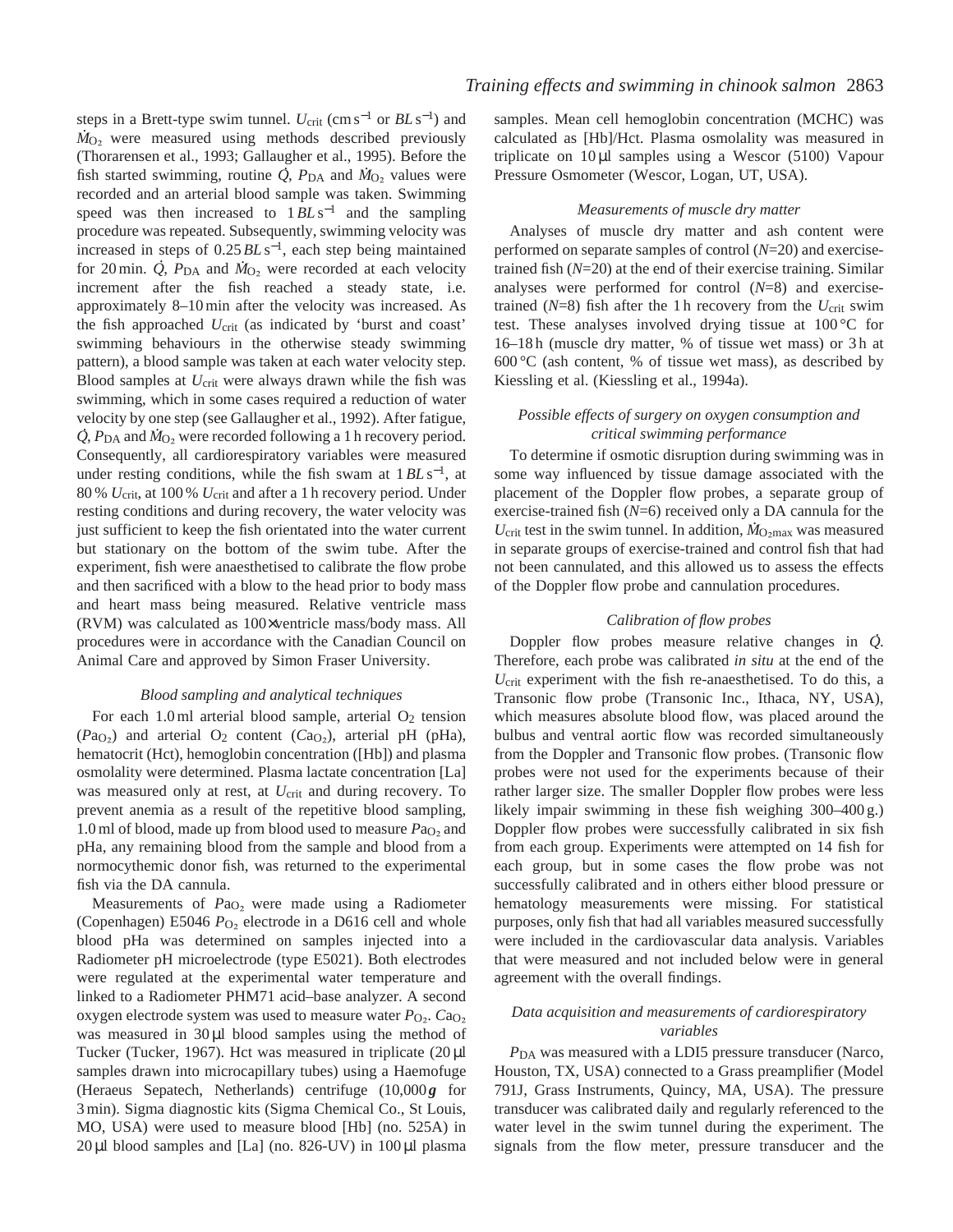steps in a Brett-type swim tunnel. $U_{crit}$ (cm $s^{-1}$ or $BL\,s^{-1}$) and $\dot{M}_{O_2}$ were measured using methods described previously (Thorarensen et al., 1993; Gallaugher et al., 1995). Before the fish started swimming, routine $\dot{Q}$, $P_{DA}$ and $\dot{M}_{O_2}$ values were recorded and an arterial blood sample was taken. Swimming speed was then increased to $1\,BL\,s^{-1}$ and the sampling procedure was repeated. Subsequently, swimming velocity was increased in steps of $0.25\,BL\,s^{-1}$, each step being maintained for 20 min. $\dot{Q}$, $P_{DA}$ and $\dot{M}_{O_2}$ were recorded at each velocity increment after the fish reached a steady state, i.e. approximately 8–10 min after the velocity was increased. As the fish approached $U_{crit}$ (as indicated by 'burst and coast' swimming behaviours in the otherwise steady swimming pattern), a blood sample was taken at each water velocity step. Blood samples at $U_{crit}$ were always drawn while the fish was swimming, which in some cases required a reduction of water velocity by one step (see Gallaugher et al., 1992). After fatigue, $\dot{Q}$, $P_{DA}$ and $\dot{M}_{O_2}$ were recorded following a 1 h recovery period. Consequently, all cardiorespiratory variables were measured under resting conditions, while the fish swam at $1\,BL\,s^{-1}$, at 80 % $U_{crit}$, at 100 % $U_{crit}$ and after a 1 h recovery period. Under resting conditions and during recovery, the water velocity was just sufficient to keep the fish orientated into the water current but stationary on the bottom of the swim tube. After the experiment, fish were anaesthetised to calibrate the flow probe and then sacrificed with a blow to the head prior to body mass and heart mass being measured. Relative ventricle mass (RVM) was calculated as 100×ventricle mass/body mass. All procedures were in accordance with the Canadian Council on Animal Care and approved by Simon Fraser University.

### *Blood sampling and analytical techniques*

For each 1.0 ml arterial blood sample, arterial $O_2$ tension ($Pa_{O_2}$) and arterial $O_2$ content ($Ca_{O_2}$), arterial pH (pHa), hematocrit (Hct), hemoglobin concentration ([Hb]) and plasma osmolality were determined. Plasma lactate concentration [La] was measured only at rest, at $U_{crit}$ and during recovery. To prevent anemia as a result of the repetitive blood sampling, 1.0 ml of blood, made up from blood used to measure $Pa_{O_2}$ and pHa, any remaining blood from the sample and blood from a normocythemic donor fish, was returned to the experimental fish via the DA cannula.

Measurements of $Pa_{O_2}$ were made using a Radiometer (Copenhagen) E5046 $P_{O_2}$ electrode in a D616 cell and whole blood pHa was determined on samples injected into a Radiometer pH microelectrode (type E5021). Both electrodes were regulated at the experimental water temperature and linked to a Radiometer PHM71 acid–base analyzer. A second oxygen electrode system was used to measure water $P_{O_2}$. $Ca_{O_2}$ was measured in 30 µl blood samples using the method of Tucker (Tucker, 1967). Hct was measured in triplicate (20 µl samples drawn into microcapillary tubes) using a Haemofuge (Heraeus Sepatech, Netherlands) centrifuge (10,000 ***g*** for 3 min). Sigma diagnostic kits (Sigma Chemical Co., St Louis, MO, USA) were used to measure blood [Hb] (no. 525A) in 20 µl blood samples and [La] (no. 826-UV) in 100 µl plasma samples. Mean cell hemoglobin concentration (MCHC) was calculated as [Hb]/Hct. Plasma osmolality was measured in triplicate on 10 µl samples using a Wescor (5100) Vapour Pressure Osmometer (Wescor, Logan, UT, USA).

### *Measurements of muscle dry matter*

Analyses of muscle dry matter and ash content were performed on separate samples of control ($N$=20) and exercise-trained fish ($N$=20) at the end of their exercise training. Similar analyses were performed for control ($N$=8) and exercise-trained ($N$=8) fish after the 1 h recovery from the $U_{crit}$ swim test. These analyses involved drying tissue at 100 °C for 16–18 h (muscle dry matter, % of tissue wet mass) or 3 h at 600 °C (ash content, % of tissue wet mass), as described by Kiessling et al. (Kiessling et al., 1994a).

### *Possible effects of surgery on oxygen consumption and critical swimming performance*

To determine if osmotic disruption during swimming was in some way influenced by tissue damage associated with the placement of the Doppler flow probes, a separate group of exercise-trained fish ($N$=6) received only a DA cannula for the $U_{crit}$ test in the swim tunnel. In addition, $\dot{M}_{O_2max}$ was measured in separate groups of exercise-trained and control fish that had not been cannulated, and this allowed us to assess the effects of the Doppler flow probe and cannulation procedures.

### *Calibration of flow probes*

Doppler flow probes measure relative changes in $\dot{Q}$. Therefore, each probe was calibrated *in situ* at the end of the $U_{crit}$ experiment with the fish re-anaesthetised. To do this, a Transonic flow probe (Transonic Inc., Ithaca, NY, USA), which measures absolute blood flow, was placed around the bulbus and ventral aortic flow was recorded simultaneously from the Doppler and Transonic flow probes. (Transonic flow probes were not used for the experiments because of their rather larger size. The smaller Doppler flow probes were less likely impair swimming in these fish weighing 300–400 g.) Doppler flow probes were successfully calibrated in six fish from each group. Experiments were attempted on 14 fish for each group, but in some cases the flow probe was not successfully calibrated and in others either blood pressure or hematology measurements were missing. For statistical purposes, only fish that had all variables measured successfully were included in the cardiovascular data analysis. Variables that were measured and not included below were in general agreement with the overall findings.

### *Data acquisition and measurements of cardiorespiratory variables*

$P_{DA}$ was measured with a LDI5 pressure transducer (Narco, Houston, TX, USA) connected to a Grass preamplifier (Model 791J, Grass Instruments, Quincy, MA, USA). The pressure transducer was calibrated daily and regularly referenced to the water level in the swim tunnel during the experiment. The signals from the flow meter, pressure transducer and the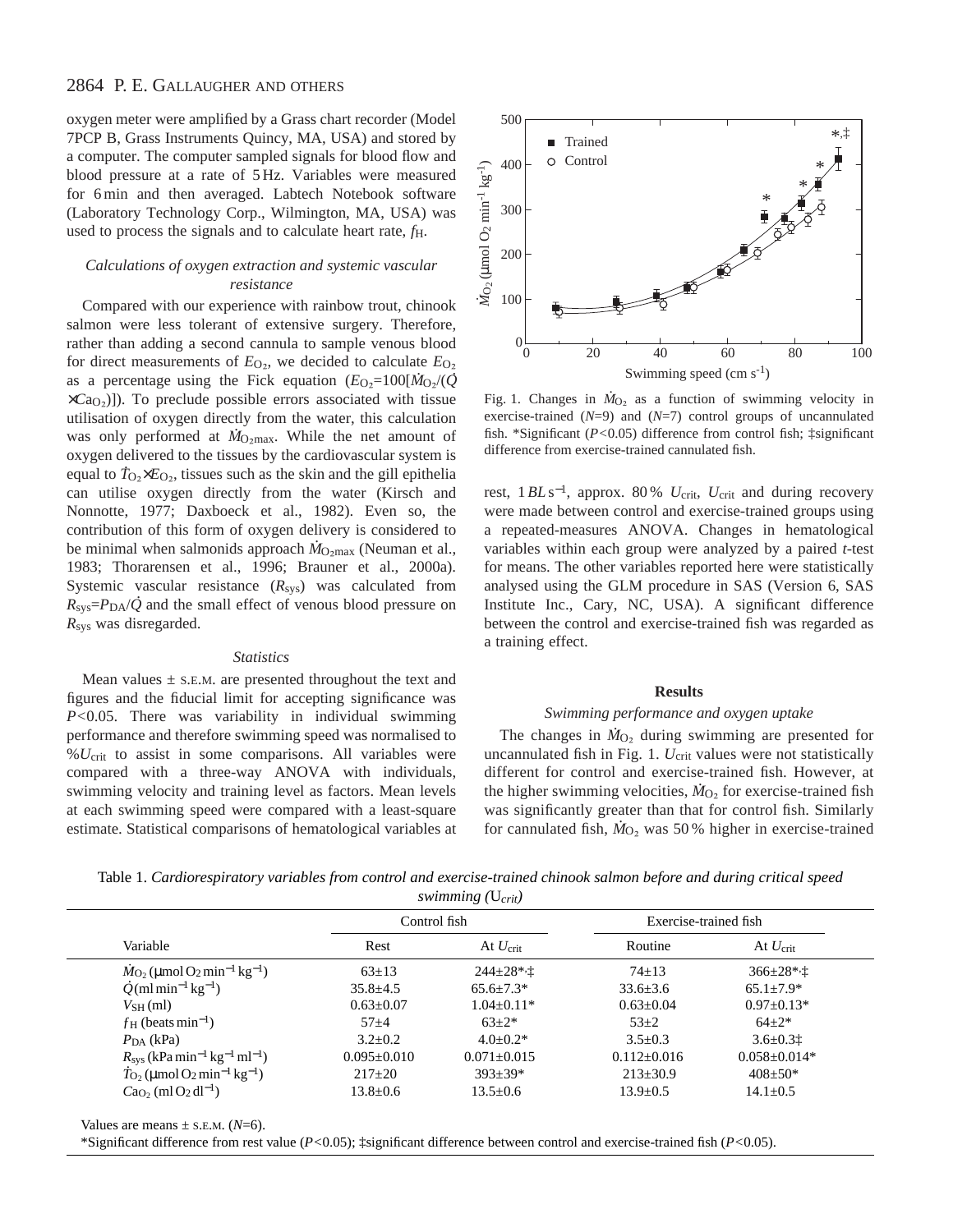oxygen meter were amplified by a Grass chart recorder (Model 7PCP B, Grass Instruments Quincy, MA, USA) and stored by a computer. The computer sampled signals for blood flow and blood pressure at a rate of 5 Hz. Variables were measured for 6 min and then averaged. Labtech Notebook software (Laboratory Technology Corp., Wilmington, MA, USA) was used to process the signals and to calculate heart rate, $f_H$.

### *Calculations of oxygen extraction and systemic vascular resistance*

Compared with our experience with rainbow trout, chinook salmon were less tolerant of extensive surgery. Therefore, rather than adding a second cannula to sample venous blood for direct measurements of $E_{O_2}$, we decided to calculate $E_{O_2}$ as a percentage using the Fick equation ($E_{O_2}=100[\dot{M}_{O_2}/(\dot{Q} \times Ca_{O_2})]$). To preclude possible errors associated with tissue utilisation of oxygen directly from the water, this calculation was only performed at $\dot{M}_{O_2max}$. While the net amount of oxygen delivered to the tissues by the cardiovascular system is equal to $\dot{T}_{O_2} \times E_{O_2}$, tissues such as the skin and the gill epithelia can utilise oxygen directly from the water (Kirsch and Nonnotte, 1977; Daxboeck et al., 1982). Even so, the contribution of this form of oxygen delivery is considered to be minimal when salmonids approach $\dot{M}_{O_2max}$ (Neuman et al., 1983; Thorarensen et al., 1996; Brauner et al., 2000a). Systemic vascular resistance ($R_{sys}$) was calculated from $R_{sys}=P_{DA}/\dot{Q}$ and the small effect of venous blood pressure on $R_{sys}$ was disregarded.

### *Statistics*

Mean values ± S.E.M. are presented throughout the text and figures and the fiducial limit for accepting significance was $P<0.05$. There was variability in individual swimming performance and therefore swimming speed was normalised to $\%U_{crit}$ to assist in some comparisons. All variables were compared with a three-way ANOVA with individuals, swimming velocity and training level as factors. Mean levels at each swimming speed were compared with a least-square estimate. Statistical comparisons of hematological variables at rest, $1\,BL\,s^{-1}$, approx. 80% $U_{crit}$, $U_{crit}$ and during recovery were made between control and exercise-trained groups using a repeated-measures ANOVA. Changes in hematological variables within each group were analyzed by a paired *t*-test for means. The other variables reported here were statistically analysed using the GLM procedure in SAS (Version 6, SAS Institute Inc., Cary, NC, USA). A significant difference between the control and exercise-trained fish was regarded as a training effect.

Fig. 1. Changes in $\dot{M}_{O_2}$ as a function of swimming velocity in exercise-trained ($N$=9) and ($N$=7) control groups of uncannulated fish. *Significant ($P<0.05$) difference from control fish; ‡significant difference from exercise-trained cannulated fish.

## Results

### *Swimming performance and oxygen uptake*

The changes in $\dot{M}_{O_2}$ during swimming are presented for uncannulated fish in Fig. 1. $U_{crit}$ values were not statistically different for control and exercise-trained fish. However, at the higher swimming velocities, $\dot{M}_{O_2}$ for exercise-trained fish was significantly greater than that for control fish. Similarly for cannulated fish, $\dot{M}_{O_2}$ was 50% higher in exercise-trained

Table 1. *Cardiorespiratory variables from control and exercise-trained chinook salmon before and during critical speed swimming ($U_{crit}$)*

| Variable | Control fish | | Exercise-trained fish | |
|---|---|---|---|---|
| | Rest | At $U_{crit}$ | Routine | At $U_{crit}$ |
| $\dot{M}_{O_2}$ ($\mu$mol O$_2$ min$^{-1}$ kg$^{-1}$) | 63±13 | 244±28*,‡ | 74±13 | 366±28*,‡ |
| $\dot{Q}$ (ml min$^{-1}$ kg$^{-1}$) | 35.8±4.5 | 65.6±7.3* | 33.6±3.6 | 65.1±7.9* |
| $V_{SH}$ (ml) | 0.63±0.07 | 1.04±0.11* | 0.63±0.04 | 0.97±0.13* |
| $f_H$ (beats min$^{-1}$) | 57±4 | 63±2* | 53±2 | 64±2* |
| $P_{DA}$ (kPa) | 3.2±0.2 | 4.0±0.2* | 3.5±0.3 | 3.6±0.3‡ |
| $R_{sys}$ (kPa min$^{-1}$ kg$^{-1}$ ml$^{-1}$) | 0.095±0.010 | 0.071±0.015 | 0.112±0.016 | 0.058±0.014* |
| $\dot{T}_{O_2}$ ($\mu$mol O$_2$ min$^{-1}$ kg$^{-1}$) | 217±20 | 393±39* | 213±30.9 | 408±50* |
| $Ca_{O_2}$ (ml O$_2$ dl$^{-1}$) | 13.8±0.6 | 13.5±0.6 | 13.9±0.5 | 14.1±0.5 |

Values are means ± S.E.M. ($N$=6).

*Significant difference from rest value ($P<0.05$); ‡significant difference between control and exercise-trained fish ($P<0.05$).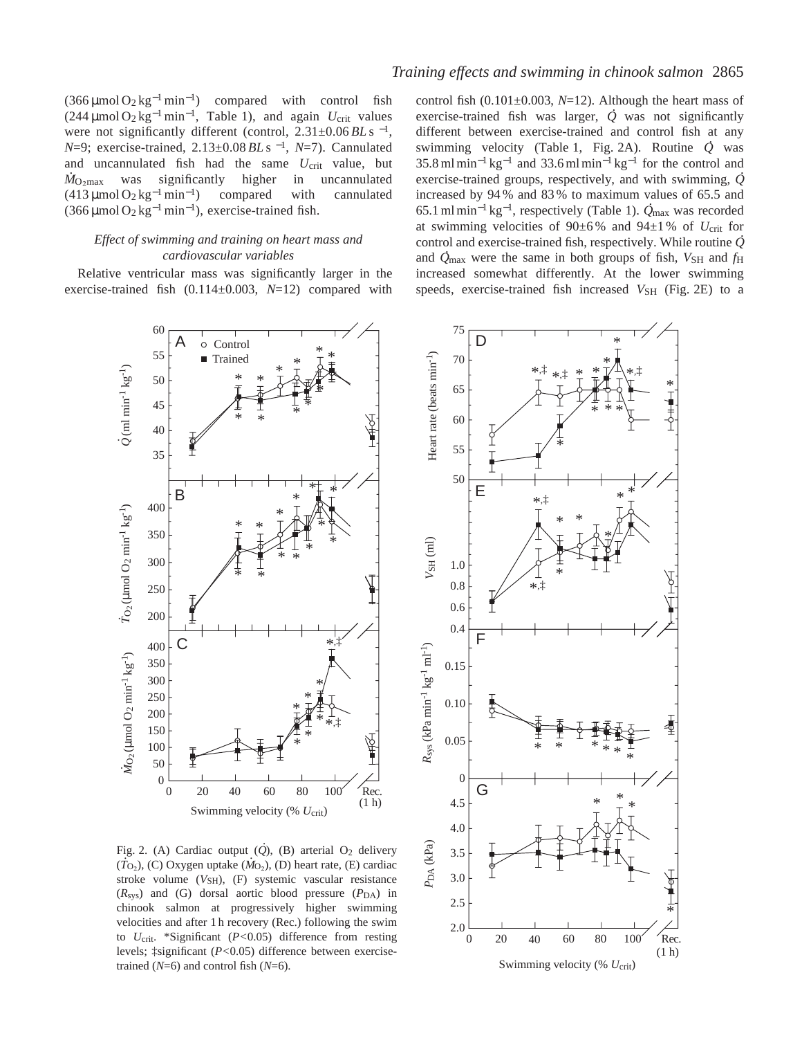(366 μmol $O_2$ kg$^{-1}$ min$^{-1}$) compared with control fish (244 μmol $O_2$ kg$^{-1}$ min$^{-1}$, Table 1), and again $U_{crit}$ values were not significantly different (control, 2.31±0.06 *BL* s$^{-1}$, *N*=9; exercise-trained, 2.13±0.08 *BL* s$^{-1}$, *N*=7). Cannulated and uncannulated fish had the same $U_{crit}$ value, but $\dot{M}_{O_2max}$ was significantly higher in uncannulated (413 μmol $O_2$ kg$^{-1}$ min$^{-1}$) compared with cannulated (366 μmol $O_2$ kg$^{-1}$ min$^{-1}$), exercise-trained fish.

### *Effect of swimming and training on heart mass and cardiovascular variables*

Relative ventricular mass was significantly larger in the exercise-trained fish (0.114±0.003, *N*=12) compared with control fish (0.101±0.003, *N*=12). Although the heart mass of exercise-trained fish was larger, $\dot{Q}$ was not significantly different between exercise-trained and control fish at any swimming velocity (Table 1, Fig. 2A). Routine $\dot{Q}$ was 35.8 ml min$^{-1}$ kg$^{-1}$ and 33.6 ml min$^{-1}$ kg$^{-1}$ for the control and exercise-trained groups, respectively, and with swimming, $\dot{Q}$ increased by 94% and 83% to maximum values of 65.5 and 65.1 ml min$^{-1}$ kg$^{-1}$, respectively (Table 1). $\dot{Q}_{max}$ was recorded at swimming velocities of 90±6% and 94±1% of $U_{crit}$ for control and exercise-trained fish, respectively. While routine $\dot{Q}$ and $\dot{Q}_{max}$ were the same in both groups of fish, $V_{SH}$ and $f_H$ increased somewhat differently. At the lower swimming speeds, exercise-trained fish increased $V_{SH}$ (Fig. 2E) to a

Fig. 2. (A) Cardiac output ($\dot{Q}$), (B) arterial $O_2$ delivery ($\dot{T}_{O_2}$), (C) Oxygen uptake ($\dot{M}_{O_2}$), (D) heart rate, (E) cardiac stroke volume ($V_{SH}$), (F) systemic vascular resistance ($R_{sys}$) and (G) dorsal aortic blood pressure ($P_{DA}$) in chinook salmon at progressively higher swimming velocities and after 1 h recovery (Rec.) following the swim to $U_{crit}$. *Significant ($P<0.05$) difference from resting levels; ‡significant ($P<0.05$) difference between exercise-trained (*N*=6) and control fish (*N*=6).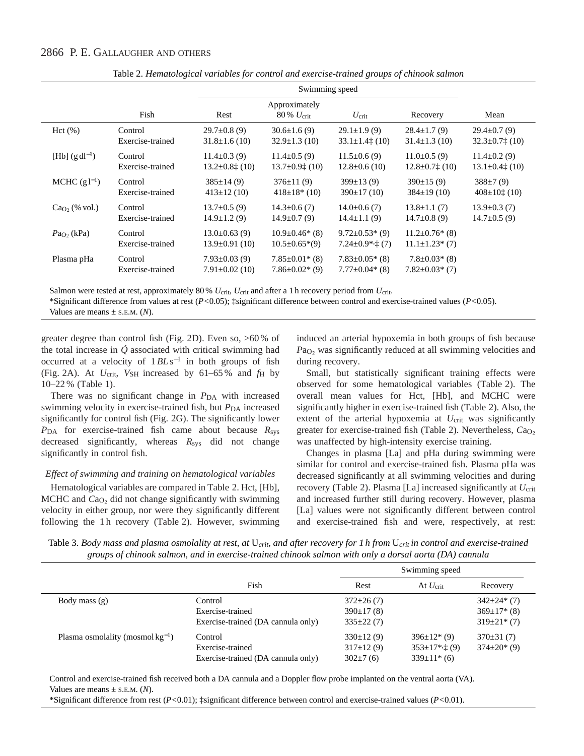Table 2. *Hematological variables for control and exercise-trained groups of chinook salmon*

| | Fish | Swimming speed | | | | Mean |
|---|---|---|---|---|---|---|
| | | Rest | Approximately 80 % $U_{crit}$ | $U_{crit}$ | Recovery | |
| Hct (%) | Control | 29.7±0.8 (9) | 30.6±1.6 (9) | 29.1±1.9 (9) | 28.4±1.7 (9) | 29.4±0.7 (9) |
| | Exercise-trained | 31.8±1.6 (10) | 32.9±1.3 (10) | 33.1±1.4‡ (10) | 31.4±1.3 (10) | 32.3±0.7‡ (10) |
| [Hb] ($g\,dl^{-1}$) | Control | 11.4±0.3 (9) | 11.4±0.5 (9) | 11.5±0.6 (9) | 11.0±0.5 (9) | 11.4±0.2 (9) |
| | Exercise-trained | 13.2±0.8‡ (10) | 13.7±0.9‡ (10) | 12.8±0.6 (10) | 12.8±0.7‡ (10) | 13.1±0.4‡ (10) |
| MCHC ($g\,l^{-1}$) | Control | 385±14 (9) | 376±11 (9) | 399±13 (9) | 390±15 (9) | 388±7 (9) |
| | Exercise-trained | 413±12 (10) | 418±18* (10) | 390±17 (10) | 384±19 (10) | 408±10‡ (10) |
| $Ca_{O_2}$ (% vol.) | Control | 13.7±0.5 (9) | 14.3±0.6 (7) | 14.0±0.6 (7) | 13.8±1.1 (7) | 13.9±0.3 (7) |
| | Exercise-trained | 14.9±1.2 (9) | 14.9±0.7 (9) | 14.4±1.1 (9) | 14.7±0.8 (9) | 14.7±0.5 (9) |
| $Pa_{O_2}$ (kPa) | Control | 13.0±0.63 (9) | 10.9±0.46* (8) | 9.72±0.53* (9) | 11.2±0.76* (8) | |
| | Exercise-trained | 13.9±0.91 (10) | 10.5±0.65*(9) | 7.24±0.9*,‡ (7) | 11.1±1.23* (7) | |
| Plasma pHa | Control | 7.93±0.03 (9) | 7.85±0.01* (8) | 7.83±0.05* (8) | 7.8±0.03* (8) | |
| | Exercise-trained | 7.91±0.02 (10) | 7.86±0.02* (9) | 7.77±0.04* (8) | 7.82±0.03* (7) | |

Salmon were tested at rest, approximately 80 % $U_{crit}$, $U_{crit}$ and after a 1 h recovery period from $U_{crit}$.
*Significant difference from values at rest ($P<0.05$); ‡significant difference between control and exercise-trained values ($P<0.05$).
Values are means ± S.E.M. ($N$).

greater degree than control fish (Fig. 2D). Even so, >60 % of the total increase in $\dot{Q}$ associated with critical swimming had occurred at a velocity of $1\,BL\,s^{-1}$ in both groups of fish (Fig. 2A). At $U_{crit}$, $V_{SH}$ increased by 61–65 % and $f_H$ by 10–22 % (Table 1).

There was no significant change in $P_{DA}$ with increased swimming velocity in exercise-trained fish, but $P_{DA}$ increased significantly for control fish (Fig. 2G). The significantly lower $P_{DA}$ for exercise-trained fish came about because $R_{sys}$ decreased significantly, whereas $R_{sys}$ did not change significantly in control fish.

### *Effect of swimming and training on hematological variables*

Hematological variables are compared in Table 2. Hct, [Hb], MCHC and $Ca_{O_2}$ did not change significantly with swimming velocity in either group, nor were they significantly different following the 1 h recovery (Table 2). However, swimming induced an arterial hypoxemia in both groups of fish because $Pa_{O_2}$ was significantly reduced at all swimming velocities and during recovery.

Small, but statistically significant training effects were observed for some hematological variables (Table 2). The overall mean values for Hct, [Hb], and MCHC were significantly higher in exercise-trained fish (Table 2). Also, the extent of the arterial hypoxemia at $U_{crit}$ was significantly greater for exercise-trained fish (Table 2). Nevertheless, $Ca_{O_2}$ was unaffected by high-intensity exercise training.

Changes in plasma [La] and pHa during swimming were similar for control and exercise-trained fish. Plasma pHa was decreased significantly at all swimming velocities and during recovery (Table 2). Plasma [La] increased significantly at $U_{crit}$ and increased further still during recovery. However, plasma [La] values were not significantly different between control and exercise-trained fish and were, respectively, at rest:

Table 3. *Body mass and plasma osmolality at rest, at $U_{crit}$, and after recovery for 1 h from $U_{crit}$ in control and exercise-trained groups of chinook salmon, and in exercise-trained chinook salmon with only a dorsal aorta (DA) cannula*

| | Fish | Swimming speed | | |
|---|---|---|---|---|
| | | Rest | At $U_{crit}$ | Recovery |
| Body mass (g) | Control | 372±26 (7) | | 342±24* (7) |
| | Exercise-trained | 390±17 (8) | | 369±17* (8) |
| | Exercise-trained (DA cannula only) | 335±22 (7) | | 319±21* (7) |
| Plasma osmolality ($mosmol\,kg^{-1}$) | Control | 330±12 (9) | 396±12* (9) | 370±31 (7) |
| | Exercise-trained | 317±12 (9) | 353±17*,‡ (9) | 374±20* (9) |
| | Exercise-trained (DA cannula only) | 302±7 (6) | 339±11* (6) | |

Control and exercise-trained fish received both a DA cannula and a Doppler flow probe implanted on the ventral aorta (VA).
Values are means ± S.E.M. ($N$).
*Significant difference from rest ($P<0.01$); ‡significant difference between control and exercise-trained values ($P<0.01$).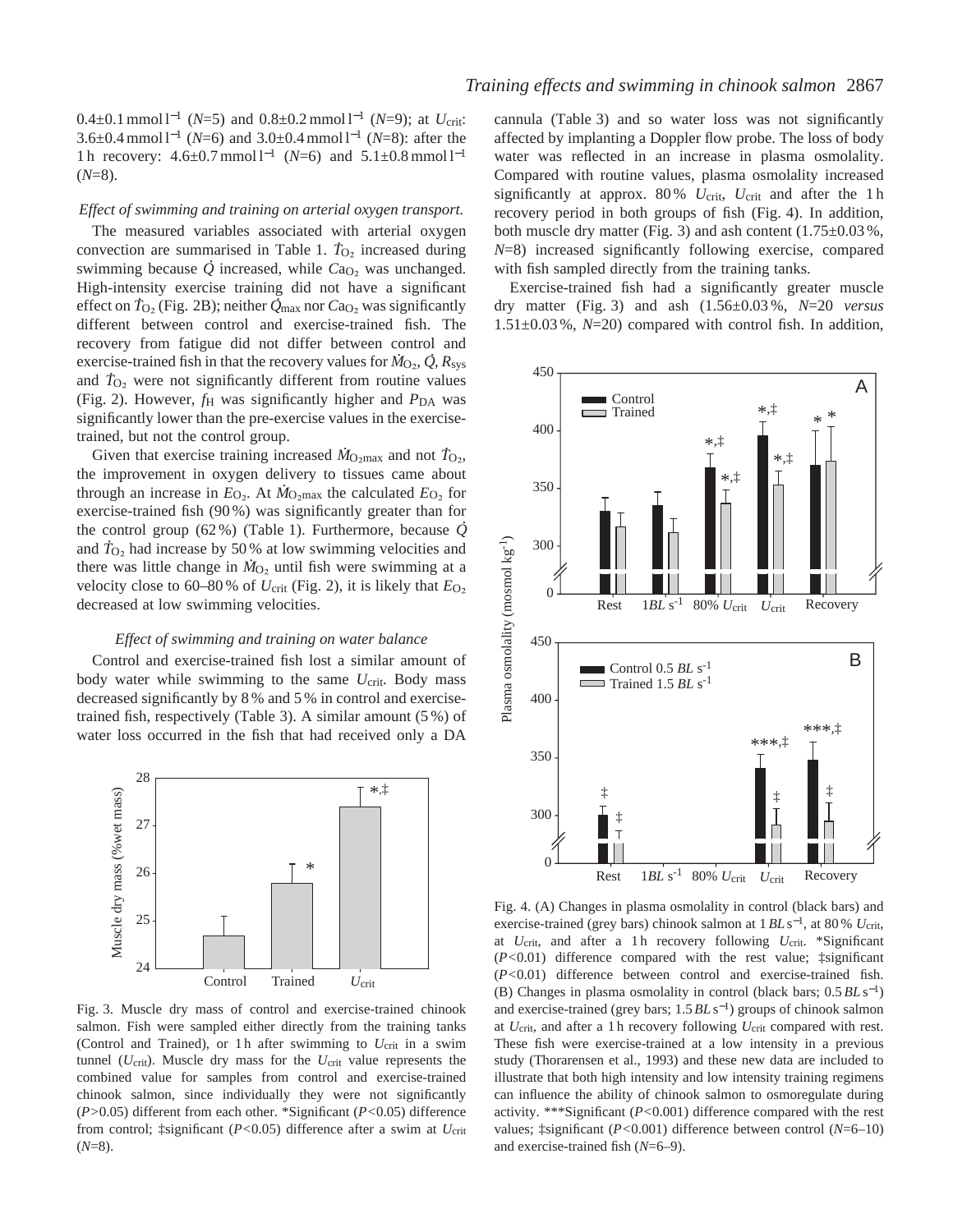0.4±0.1 mmol l$^{-1}$ ($N$=5) and 0.8±0.2 mmol l$^{-1}$ ($N$=9); at $U_{crit}$: 3.6±0.4 mmol l$^{-1}$ ($N$=6) and 3.0±0.4 mmol l$^{-1}$ ($N$=8): after the 1 h recovery: 4.6±0.7 mmol l$^{-1}$ ($N$=6) and 5.1±0.8 mmol l$^{-1}$ ($N$=8).

### *Effect of swimming and training on arterial oxygen transport.*

The measured variables associated with arterial oxygen convection are summarised in Table 1. $\dot{T}_{O_2}$ increased during swimming because $\dot{Q}$ increased, while $Ca_{O_2}$ was unchanged. High-intensity exercise training did not have a significant effect on $\dot{T}_{O_2}$ (Fig. 2B); neither $\dot{Q}_{max}$ nor $Ca_{O_2}$ was significantly different between control and exercise-trained fish. The recovery from fatigue did not differ between control and exercise-trained fish in that the recovery values for $\dot{M}_{O_2}$, $\dot{Q}$, $R_{sys}$ and $\dot{T}_{O_2}$ were not significantly different from routine values (Fig. 2). However, $f_H$ was significantly higher and $P_{DA}$ was significantly lower than the pre-exercise values in the exercise-trained, but not the control group.

Given that exercise training increased $\dot{M}_{O_2max}$ and not $\dot{T}_{O_2}$, the improvement in oxygen delivery to tissues came about through an increase in $E_{O_2}$. At $\dot{M}_{O_2max}$ the calculated $E_{O_2}$ for exercise-trained fish (90 %) was significantly greater than for the control group (62 %) (Table 1). Furthermore, because $\dot{Q}$ and $\dot{T}_{O_2}$ had increase by 50 % at low swimming velocities and there was little change in $\dot{M}_{O_2}$ until fish were swimming at a velocity close to 60–80 % of $U_{crit}$ (Fig. 2), it is likely that $E_{O_2}$ decreased at low swimming velocities.

### *Effect of swimming and training on water balance*

Control and exercise-trained fish lost a similar amount of body water while swimming to the same $U_{crit}$. Body mass decreased significantly by 8 % and 5 % in control and exercise-trained fish, respectively (Table 3). A similar amount (5 %) of water loss occurred in the fish that had received only a DA cannula (Table 3) and so water loss was not significantly affected by implanting a Doppler flow probe. The loss of body water was reflected in an increase in plasma osmolality. Compared with routine values, plasma osmolality increased significantly at approx. 80 % $U_{crit}$, $U_{crit}$ and after the 1 h recovery period in both groups of fish (Fig. 4). In addition, both muscle dry matter (Fig. 3) and ash content (1.75±0.03 %, $N$=8) increased significantly following exercise, compared with fish sampled directly from the training tanks.

Exercise-trained fish had a significantly greater muscle dry matter (Fig. 3) and ash (1.56±0.03 %, $N$=20 *versus* 1.51±0.03 %, $N$=20) compared with control fish. In addition,

Fig. 3. Muscle dry mass of control and exercise-trained chinook salmon. Fish were sampled either directly from the training tanks (Control and Trained), or 1 h after swimming to $U_{crit}$ in a swim tunnel ($U_{crit}$). Muscle dry mass for the $U_{crit}$ value represents the combined value for samples from control and exercise-trained chinook salmon, since individually they were not significantly ($P$>0.05) different from each other. *Significant ($P$<0.05) difference from control; ‡significant ($P$<0.05) difference after a swim at $U_{crit}$ ($N$=8).

Fig. 4. (A) Changes in plasma osmolality in control (black bars) and exercise-trained (grey bars) chinook salmon at 1 $BL$ s$^{-1}$, at 80 % $U_{crit}$, at $U_{crit}$, and after a 1 h recovery following $U_{crit}$. *Significant ($P$<0.01) difference compared with the rest value; ‡significant ($P$<0.01) difference between control and exercise-trained fish. (B) Changes in plasma osmolality in control (black bars; 0.5 $BL$ s$^{-1}$) and exercise-trained (grey bars; 1.5 $BL$ s$^{-1}$) groups of chinook salmon at $U_{crit}$, and after a 1 h recovery following $U_{crit}$ compared with rest. These fish were exercise-trained at a low intensity in a previous study (Thorarensen et al., 1993) and these new data are included to illustrate that both high intensity and low intensity training regimens can influence the ability of chinook salmon to osmoregulate during activity. ***Significant ($P$<0.001) difference compared with the rest values; ‡significant ($P$<0.001) difference between control ($N$=6–10) and exercise-trained fish ($N$=6–9).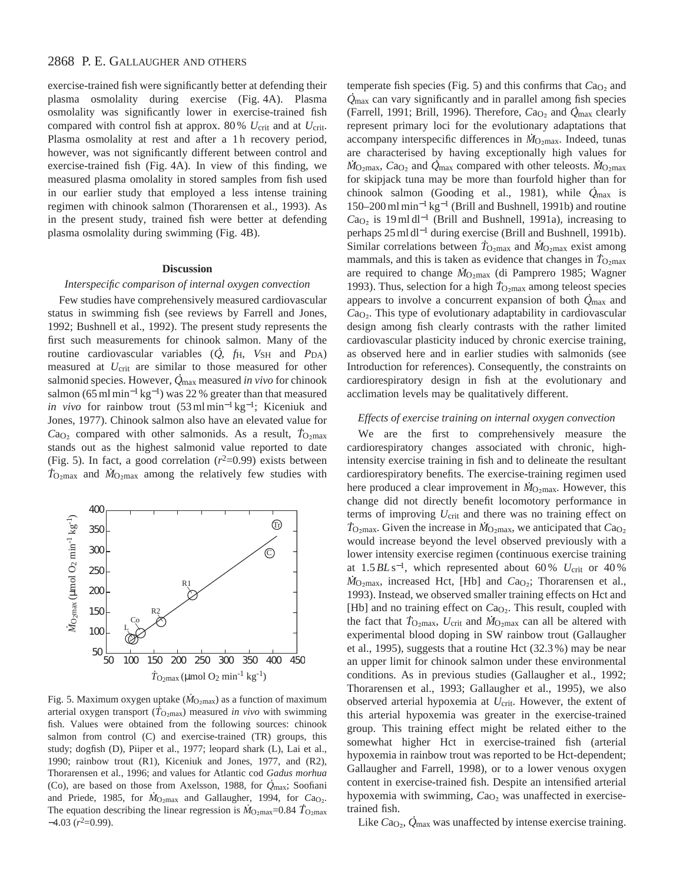exercise-trained fish were significantly better at defending their plasma osmolality during exercise (Fig. 4A). Plasma osmolality was significantly lower in exercise-trained fish compared with control fish at approx. 80 % $U_{crit}$ and at $U_{crit}$. Plasma osmolality at rest and after a 1 h recovery period, however, was not significantly different between control and exercise-trained fish (Fig. 4A). In view of this finding, we measured plasma omolality in stored samples from fish used in our earlier study that employed a less intense training regimen with chinook salmon (Thorarensen et al., 1993). As in the present study, trained fish were better at defending plasma osmolality during swimming (Fig. 4B).

## Discussion

### *Interspecific comparison of internal oxygen convection*

Few studies have comprehensively measured cardiovascular status in swimming fish (see reviews by Farrell and Jones, 1992; Bushnell et al., 1992). The present study represents the first such measurements for chinook salmon. Many of the routine cardiovascular variables ($\dot{Q}$, $f_H$, $V_{SH}$ and $P_{DA}$) measured at $U_{crit}$ are similar to those measured for other salmonid species. However, $\dot{Q}_{max}$ measured *in vivo* for chinook salmon (65 ml min$^{-1}$ kg$^{-1}$) was 22 % greater than that measured *in vivo* for rainbow trout (53 ml min$^{-1}$ kg$^{-1}$; Kiceniuk and Jones, 1977). Chinook salmon also have an elevated value for $Ca_{O_2}$ compared with other salmonids. As a result, $\dot{T}_{O_2max}$ stands out as the highest salmonid value reported to date (Fig. 5). In fact, a good correlation ($r^2$=0.99) exists between $\dot{T}_{O_2max}$ and $\dot{M}_{O_2max}$ among the relatively few studies with temperate fish species (Fig. 5) and this confirms that $Ca_{O_2}$ and $\dot{Q}_{max}$ can vary significantly and in parallel among fish species (Farrell, 1991; Brill, 1996). Therefore, $Ca_{O_2}$ and $\dot{Q}_{max}$ clearly represent primary loci for the evolutionary adaptations that accompany interspecific differences in $\dot{M}_{O_2max}$. Indeed, tunas are characterised by having exceptionally high values for $\dot{M}_{O_2max}$, $Ca_{O_2}$ and $\dot{Q}_{max}$ compared with other teleosts. $\dot{M}_{O_2max}$ for skipjack tuna may be more than fourfold higher than for chinook salmon (Gooding et al., 1981), while $\dot{Q}_{max}$ is 150–200 ml min$^{-1}$ kg$^{-1}$ (Brill and Bushnell, 1991b) and routine $Ca_{O_2}$ is 19 ml dl$^{-1}$ (Brill and Bushnell, 1991a), increasing to perhaps 25 ml dl$^{-1}$ during exercise (Brill and Bushnell, 1991b). Similar correlations between $\dot{T}_{O_2max}$ and $\dot{M}_{O_2max}$ exist among mammals, and this is taken as evidence that changes in $\dot{T}_{O_2max}$ are required to change $\dot{M}_{O_2max}$ (di Pamprero 1985; Wagner 1993). Thus, selection for a high $\dot{T}_{O_2max}$ among teleost species appears to involve a concurrent expansion of both $\dot{Q}_{max}$ and $Ca_{O_2}$. This type of evolutionary adaptability in cardiovascular design among fish clearly contrasts with the rather limited cardiovascular plasticity induced by chronic exercise training, as observed here and in earlier studies with salmonids (see Introduction for references). Consequently, the constraints on cardiorespiratory design in fish at the evolutionary and acclimation levels may be qualitatively different.

Fig. 5. Maximum oxygen uptake ($\dot{M}_{O_2max}$) as a function of maximum arterial oxygen transport ($\dot{T}_{O_2max}$) measured *in vivo* with swimming fish. Values were obtained from the following sources: chinook salmon from control (C) and exercise-trained (TR) groups, this study; dogfish (D), Piiper et al., 1977; leopard shark (L), Lai et al., 1990; rainbow trout (R1), Kiceniuk and Jones, 1977, and (R2), Thorarensen et al., 1996; and values for Atlantic cod *Gadus morhua* (Co), are based on those from Axelsson, 1988, for $\dot{Q}_{max}$; Soofiani and Priede, 1985, for $\dot{M}_{O_2max}$ and Gallaugher, 1994, for $Ca_{O_2}$. The equation describing the linear regression is $\dot{M}_{O_2max}$=0.84 $\dot{T}_{O_2max}$ −4.03 ($r^2$=0.99).

### *Effects of exercise training on internal oxygen convection*

We are the first to comprehensively measure the cardiorespiratory changes associated with chronic, high-intensity exercise training in fish and to delineate the resultant cardiorespiratory benefits. The exercise-training regimen used here produced a clear improvement in $\dot{M}_{O_2max}$. However, this change did not directly benefit locomotory performance in terms of improving $U_{crit}$ and there was no training effect on $\dot{T}_{O_2max}$. Given the increase in $\dot{M}_{O_2max}$, we anticipated that $Ca_{O_2}$ would increase beyond the level observed previously with a lower intensity exercise regimen (continuous exercise training at 1.5 *BL* s$^{-1}$, which represented about 60 % $U_{crit}$ or 40 % $\dot{M}_{O_2max}$, increased Hct, [Hb] and $Ca_{O_2}$; Thorarensen et al., 1993). Instead, we observed smaller training effects on Hct and [Hb] and no training effect on $Ca_{O_2}$. This result, coupled with the fact that $\dot{T}_{O_2max}$, $U_{crit}$ and $\dot{M}_{O_2max}$ can all be altered with experimental blood doping in SW rainbow trout (Gallaugher et al., 1995), suggests that a routine Hct (32.3 %) may be near an upper limit for chinook salmon under these environmental conditions. As in previous studies (Gallaugher et al., 1992; Thorarensen et al., 1993; Gallaugher et al., 1995), we also observed arterial hypoxemia at $U_{crit}$. However, the extent of this arterial hypoxemia was greater in the exercise-trained group. This training effect might be related either to the somewhat higher Hct in exercise-trained fish (arterial hypoxemia in rainbow trout was reported to be Hct-dependent; Gallaugher and Farrell, 1998), or to a lower venous oxygen content in exercise-trained fish. Despite an intensified arterial hypoxemia with swimming, $Ca_{O_2}$ was unaffected in exercise-trained fish.

Like $Ca_{O_2}$, $\dot{Q}_{max}$ was unaffected by intense exercise training.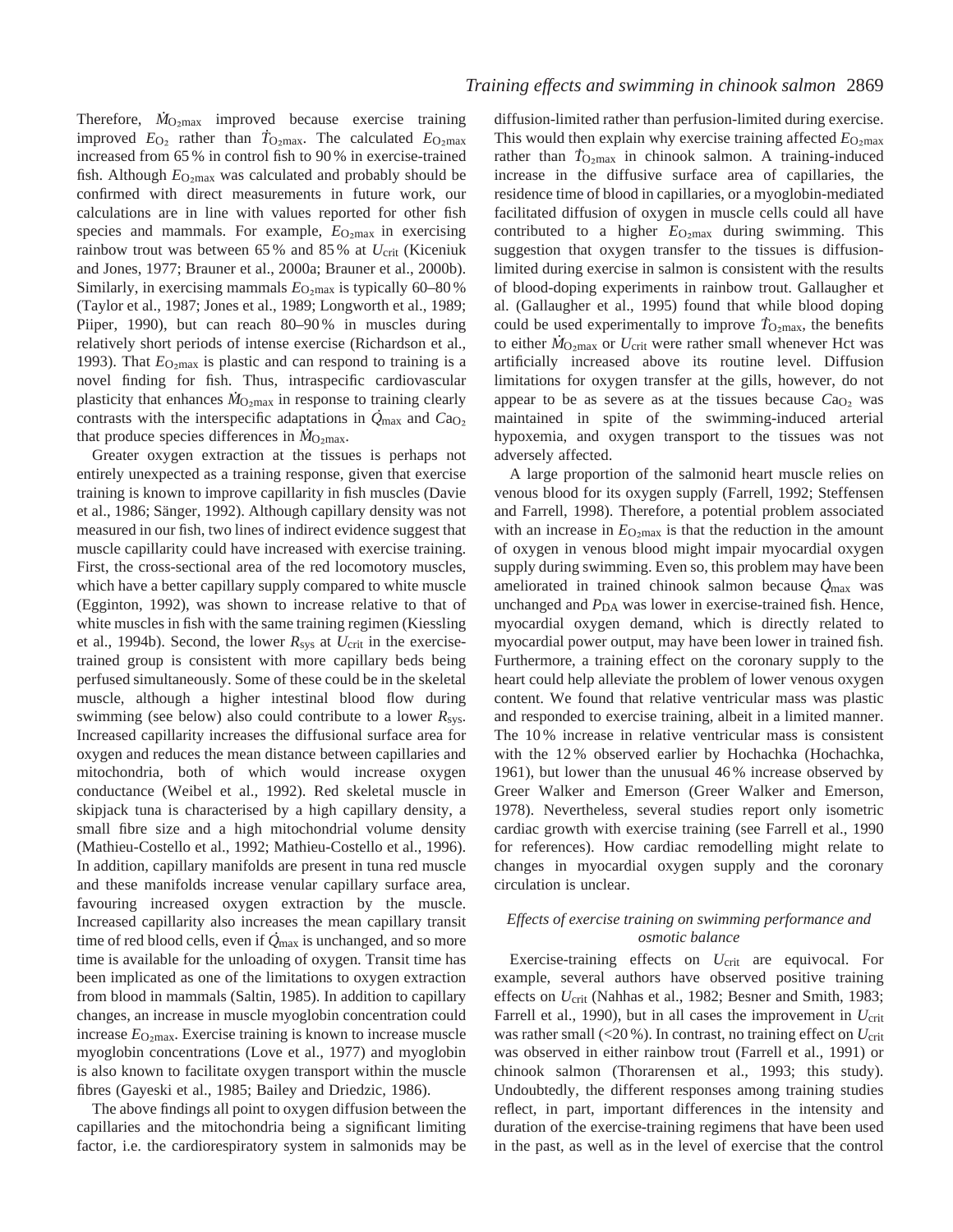Therefore, $\dot{M}_{O_2max}$ improved because exercise training improved $E_{O_2}$ rather than $\dot{T}_{O_2max}$. The calculated $E_{O_2max}$ increased from 65 % in control fish to 90 % in exercise-trained fish. Although $E_{O_2max}$ was calculated and probably should be confirmed with direct measurements in future work, our calculations are in line with values reported for other fish species and mammals. For example, $E_{O_2max}$ in exercising rainbow trout was between 65 % and 85 % at $U_{crit}$ (Kiceniuk and Jones, 1977; Brauner et al., 2000a; Brauner et al., 2000b). Similarly, in exercising mammals $E_{O_2max}$ is typically 60–80 % (Taylor et al., 1987; Jones et al., 1989; Longworth et al., 1989; Piiper, 1990), but can reach 80–90 % in muscles during relatively short periods of intense exercise (Richardson et al., 1993). That $E_{O_2max}$ is plastic and can respond to training is a novel finding for fish. Thus, intraspecific cardiovascular plasticity that enhances $\dot{M}_{O_2max}$ in response to training clearly contrasts with the interspecific adaptations in $\dot{Q}_{max}$ and $Ca_{O_2}$ that produce species differences in $\dot{M}_{O_2max}$.

Greater oxygen extraction at the tissues is perhaps not entirely unexpected as a training response, given that exercise training is known to improve capillarity in fish muscles (Davie et al., 1986; Sänger, 1992). Although capillary density was not measured in our fish, two lines of indirect evidence suggest that muscle capillarity could have increased with exercise training. First, the cross-sectional area of the red locomotory muscles, which have a better capillary supply compared to white muscle (Egginton, 1992), was shown to increase relative to that of white muscles in fish with the same training regimen (Kiessling et al., 1994b). Second, the lower $R_{sys}$ at $U_{crit}$ in the exercise-trained group is consistent with more capillary beds being perfused simultaneously. Some of these could be in the skeletal muscle, although a higher intestinal blood flow during swimming (see below) also could contribute to a lower $R_{sys}$. Increased capillarity increases the diffusional surface area for oxygen and reduces the mean distance between capillaries and mitochondria, both of which would increase oxygen conductance (Weibel et al., 1992). Red skeletal muscle in skipjack tuna is characterised by a high capillary density, a small fibre size and a high mitochondrial volume density (Mathieu-Costello et al., 1992; Mathieu-Costello et al., 1996). In addition, capillary manifolds are present in tuna red muscle and these manifolds increase venular capillary surface area, favouring increased oxygen extraction by the muscle. Increased capillarity also increases the mean capillary transit time of red blood cells, even if $\dot{Q}_{max}$ is unchanged, and so more time is available for the unloading of oxygen. Transit time has been implicated as one of the limitations to oxygen extraction from blood in mammals (Saltin, 1985). In addition to capillary changes, an increase in muscle myoglobin concentration could increase $E_{O_2max}$. Exercise training is known to increase muscle myoglobin concentrations (Love et al., 1977) and myoglobin is also known to facilitate oxygen transport within the muscle fibres (Gayeski et al., 1985; Bailey and Driedzic, 1986).

The above findings all point to oxygen diffusion between the capillaries and the mitochondria being a significant limiting factor, i.e. the cardiorespiratory system in salmonids may be diffusion-limited rather than perfusion-limited during exercise. This would then explain why exercise training affected $E_{O_2max}$ rather than $\dot{T}_{O_2max}$ in chinook salmon. A training-induced increase in the diffusive surface area of capillaries, the residence time of blood in capillaries, or a myoglobin-mediated facilitated diffusion of oxygen in muscle cells could all have contributed to a higher $E_{O_2max}$ during swimming. This suggestion that oxygen transfer to the tissues is diffusion-limited during exercise in salmon is consistent with the results of blood-doping experiments in rainbow trout. Gallaugher et al. (Gallaugher et al., 1995) found that while blood doping could be used experimentally to improve $\dot{T}_{O_2max}$, the benefits to either $\dot{M}_{O_2max}$ or $U_{crit}$ were rather small whenever Hct was artificially increased above its routine level. Diffusion limitations for oxygen transfer at the gills, however, do not appear to be as severe as at the tissues because $Ca_{O_2}$ was maintained in spite of the swimming-induced arterial hypoxemia, and oxygen transport to the tissues was not adversely affected.

A large proportion of the salmonid heart muscle relies on venous blood for its oxygen supply (Farrell, 1992; Steffensen and Farrell, 1998). Therefore, a potential problem associated with an increase in $E_{O_2max}$ is that the reduction in the amount of oxygen in venous blood might impair myocardial oxygen supply during swimming. Even so, this problem may have been ameliorated in trained chinook salmon because $\dot{Q}_{max}$ was unchanged and $P_{DA}$ was lower in exercise-trained fish. Hence, myocardial oxygen demand, which is directly related to myocardial power output, may have been lower in trained fish. Furthermore, a training effect on the coronary supply to the heart could help alleviate the problem of lower venous oxygen content. We found that relative ventricular mass was plastic and responded to exercise training, albeit in a limited manner. The 10 % increase in relative ventricular mass is consistent with the 12 % observed earlier by Hochachka (Hochachka, 1961), but lower than the unusual 46 % increase observed by Greer Walker and Emerson (Greer Walker and Emerson, 1978). Nevertheless, several studies report only isometric cardiac growth with exercise training (see Farrell et al., 1990 for references). How cardiac remodelling might relate to changes in myocardial oxygen supply and the coronary circulation is unclear.

### *Effects of exercise training on swimming performance and osmotic balance*

Exercise-training effects on $U_{crit}$ are equivocal. For example, several authors have observed positive training effects on $U_{crit}$ (Nahhas et al., 1982; Besner and Smith, 1983; Farrell et al., 1990), but in all cases the improvement in $U_{crit}$ was rather small (<20 %). In contrast, no training effect on $U_{crit}$ was observed in either rainbow trout (Farrell et al., 1991) or chinook salmon (Thorarensen et al., 1993; this study). Undoubtedly, the different responses among training studies reflect, in part, important differences in the intensity and duration of the exercise-training regimens that have been used in the past, as well as in the level of exercise that the control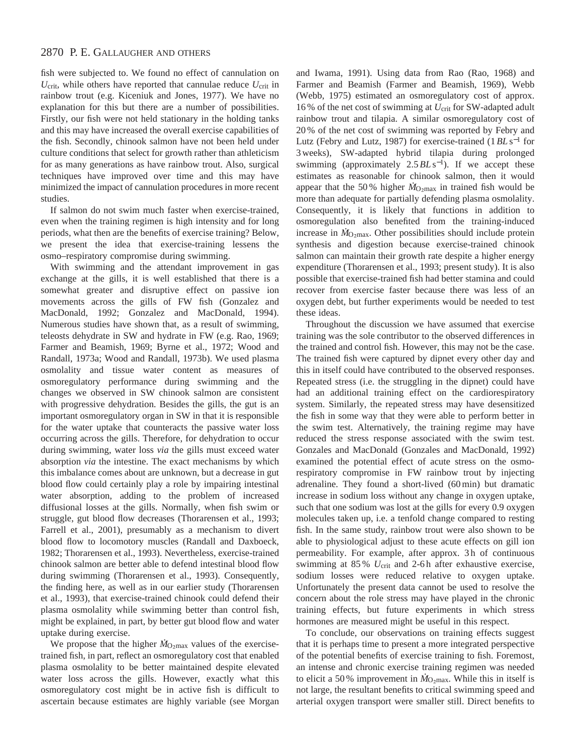fish were subjected to. We found no effect of cannulation on $U_{crit}$, while others have reported that cannulae reduce $U_{crit}$ in rainbow trout (e.g. Kiceniuk and Jones, 1977). We have no explanation for this but there are a number of possibilities. Firstly, our fish were not held stationary in the holding tanks and this may have increased the overall exercise capabilities of the fish. Secondly, chinook salmon have not been held under culture conditions that select for growth rather than athleticism for as many generations as have rainbow trout. Also, surgical techniques have improved over time and this may have minimized the impact of cannulation procedures in more recent studies.

If salmon do not swim much faster when exercise-trained, even when the training regimen is high intensity and for long periods, what then are the benefits of exercise training? Below, we present the idea that exercise-training lessens the osmo–respiratory compromise during swimming.

With swimming and the attendant improvement in gas exchange at the gills, it is well established that there is a somewhat greater and disruptive effect on passive ion movements across the gills of FW fish (Gonzalez and MacDonald, 1992; Gonzalez and MacDonald, 1994). Numerous studies have shown that, as a result of swimming, teleosts dehydrate in SW and hydrate in FW (e.g. Rao, 1969; Farmer and Beamish, 1969; Byrne et al., 1972; Wood and Randall, 1973a; Wood and Randall, 1973b). We used plasma osmolality and tissue water content as measures of osmoregulatory performance during swimming and the changes we observed in SW chinook salmon are consistent with progressive dehydration. Besides the gills, the gut is an important osmoregulatory organ in SW in that it is responsible for the water uptake that counteracts the passive water loss occurring across the gills. Therefore, for dehydration to occur during swimming, water loss *via* the gills must exceed water absorption *via* the intestine. The exact mechanisms by which this imbalance comes about are unknown, but a decrease in gut blood flow could certainly play a role by impairing intestinal water absorption, adding to the problem of increased diffusional losses at the gills. Normally, when fish swim or struggle, gut blood flow decreases (Thorarensen et al., 1993; Farrell et al., 2001), presumably as a mechanism to divert blood flow to locomotory muscles (Randall and Daxboeck, 1982; Thorarensen et al., 1993). Nevertheless, exercise-trained chinook salmon are better able to defend intestinal blood flow during swimming (Thorarensen et al., 1993). Consequently, the finding here, as well as in our earlier study (Thorarensen et al., 1993), that exercise-trained chinook could defend their plasma osmolality while swimming better than control fish, might be explained, in part, by better gut blood flow and water uptake during exercise.

We propose that the higher $\dot{M}_{O_2max}$ values of the exercise-trained fish, in part, reflect an osmoregulatory cost that enabled plasma osmolality to be better maintained despite elevated water loss across the gills. However, exactly what this osmoregulatory cost might be in active fish is difficult to ascertain because estimates are highly variable (see Morgan and Iwama, 1991). Using data from Rao (Rao, 1968) and Farmer and Beamish (Farmer and Beamish, 1969), Webb (Webb, 1975) estimated an osmoregulatory cost of approx. 16 % of the net cost of swimming at $U_{crit}$ for SW-adapted adult rainbow trout and tilapia. A similar osmoregulatory cost of 20 % of the net cost of swimming was reported by Febry and Lutz (Febry and Lutz, 1987) for exercise-trained ($1\,BL\,s^{-1}$ for 3 weeks), SW-adapted hybrid tilapia during prolonged swimming (approximately $2.5\,BL\,s^{-1}$). If we accept these estimates as reasonable for chinook salmon, then it would appear that the 50 % higher $\dot{M}_{O_2max}$ in trained fish would be more than adequate for partially defending plasma osmolality. Consequently, it is likely that functions in addition to osmoregulation also benefited from the training-induced increase in $\dot{M}_{O_2max}$. Other possibilities should include protein synthesis and digestion because exercise-trained chinook salmon can maintain their growth rate despite a higher energy expenditure (Thorarensen et al., 1993; present study). It is also possible that exercise-trained fish had better stamina and could recover from exercise faster because there was less of an oxygen debt, but further experiments would be needed to test these ideas.

Throughout the discussion we have assumed that exercise training was the sole contributor to the observed differences in the trained and control fish. However, this may not be the case. The trained fish were captured by dipnet every other day and this in itself could have contributed to the observed responses. Repeated stress (i.e. the struggling in the dipnet) could have had an additional training effect on the cardiorespiratory system. Similarly, the repeated stress may have desensitized the fish in some way that they were able to perform better in the swim test. Alternatively, the training regime may have reduced the stress response associated with the swim test. Gonzales and MacDonald (Gonzales and MacDonald, 1992) examined the potential effect of acute stress on the osmo-respiratory compromise in FW rainbow trout by injecting adrenaline. They found a short-lived (60 min) but dramatic increase in sodium loss without any change in oxygen uptake, such that one sodium was lost at the gills for every 0.9 oxygen molecules taken up, i.e. a tenfold change compared to resting fish. In the same study, rainbow trout were also shown to be able to physiological adjust to these acute effects on gill ion permeability. For example, after approx. 3 h of continuous swimming at 85 % $U_{crit}$ and 2-6 h after exhaustive exercise, sodium losses were reduced relative to oxygen uptake. Unfortunately the present data cannot be used to resolve the concern about the role stress may have played in the chronic training effects, but future experiments in which stress hormones are measured might be useful in this respect.

To conclude, our observations on training effects suggest that it is perhaps time to present a more integrated perspective of the potential benefits of exercise training to fish. Foremost, an intense and chronic exercise training regimen was needed to elicit a 50 % improvement in $\dot{M}_{O_2max}$. While this in itself is not large, the resultant benefits to critical swimming speed and arterial oxygen transport were smaller still. Direct benefits to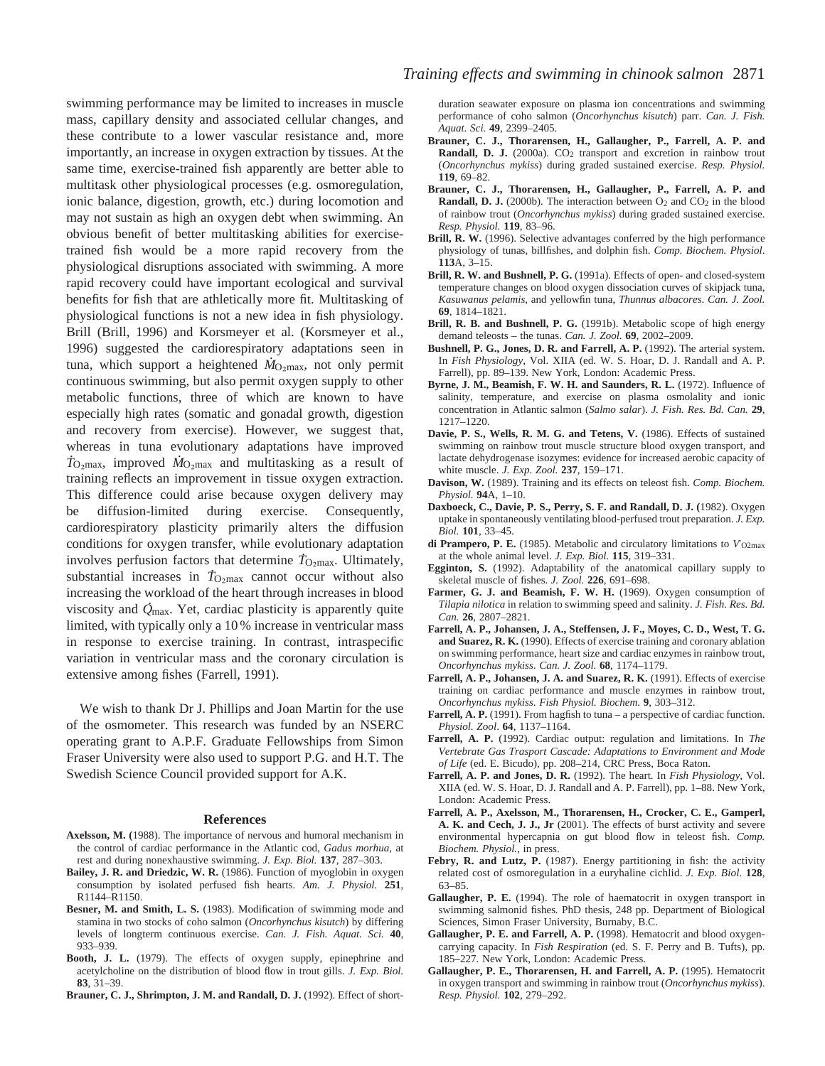swimming performance may be limited to increases in muscle mass, capillary density and associated cellular changes, and these contribute to a lower vascular resistance and, more importantly, an increase in oxygen extraction by tissues. At the same time, exercise-trained fish apparently are better able to multitask other physiological processes (e.g. osmoregulation, ionic balance, digestion, growth, etc.) during locomotion and may not sustain as high an oxygen debt when swimming. An obvious benefit of better multitasking abilities for exercise-trained fish would be a more rapid recovery from the physiological disruptions associated with swimming. A more rapid recovery could have important ecological and survival benefits for fish that are athletically more fit. Multitasking of physiological functions is not a new idea in fish physiology. Brill (Brill, 1996) and Korsmeyer et al. (Korsmeyer et al., 1996) suggested the cardiorespiratory adaptations seen in tuna, which support a heightened $\dot{M}_{O_2\mathrm{max}}$, not only permit continuous swimming, but also permit oxygen supply to other metabolic functions, three of which are known to have especially high rates (somatic and gonadal growth, digestion and recovery from exercise). However, we suggest that, whereas in tuna evolutionary adaptations have improved $\dot{T}_{O_2\mathrm{max}}$, improved $\dot{M}_{O_2\mathrm{max}}$ and multitasking as a result of training reflects an improvement in tissue oxygen extraction. This difference could arise because oxygen delivery may be diffusion-limited during exercise. Consequently, cardiorespiratory plasticity primarily alters the diffusion conditions for oxygen transfer, while evolutionary adaptation involves perfusion factors that determine $\dot{T}_{O_2\mathrm{max}}$. Ultimately, substantial increases in $\dot{T}_{O_2\mathrm{max}}$ cannot occur without also increasing the workload of the heart through increases in blood viscosity and $\dot{Q}_{\mathrm{max}}$. Yet, cardiac plasticity is apparently quite limited, with typically only a 10 % increase in ventricular mass in response to exercise training. In contrast, intraspecific variation in ventricular mass and the coronary circulation is extensive among fishes (Farrell, 1991).

We wish to thank Dr J. Phillips and Joan Martin for the use of the osmometer. This research was funded by an NSERC operating grant to A.P.F. Graduate Fellowships from Simon Fraser University were also used to support P.G. and H.T. The Swedish Science Council provided support for A.K.

## References

**Axelsson, M. (**1988). The importance of nervous and humoral mechanism in the control of cardiac performance in the Atlantic cod, *Gadus morhua*, at rest and during nonexhaustive swimming. *J. Exp. Biol.* **137**, 287–303.

**Bailey, J. R. and Driedzic, W. R.** (1986). Function of myoglobin in oxygen consumption by isolated perfused fish hearts. *Am. J. Physiol.* **251**, R1144–R1150.

**Besner, M. and Smith, L. S.** (1983). Modification of swimming mode and stamina in two stocks of coho salmon (*Oncorhynchus kisutch*) by differing levels of longterm continuous exercise. *Can. J. Fish. Aquat. Sci.* **40**, 933–939.

**Booth, J. L.** (1979). The effects of oxygen supply, epinephrine and acetylcholine on the distribution of blood flow in trout gills. *J. Exp. Biol.* **83**, 31–39.

**Brauner, C. J., Shrimpton, J. M. and Randall, D. J.** (1992). Effect of short-duration seawater exposure on plasma ion concentrations and swimming performance of coho salmon (*Oncorhynchus kisutch*) parr. *Can. J. Fish. Aquat. Sci.* **49**, 2399–2405.

**Brauner, C. J., Thorarensen, H., Gallaugher, P., Farrell, A. P. and Randall, D. J.** (2000a). $CO_2$ transport and excretion in rainbow trout (*Oncorhynchus mykiss*) during graded sustained exercise. *Resp. Physiol.* **119**, 69–82.

**Brauner, C. J., Thorarensen, H., Gallaugher, P., Farrell, A. P. and Randall, D. J.** (2000b). The interaction between $O_2$ and $CO_2$ in the blood of rainbow trout (*Oncorhynchus mykiss*) during graded sustained exercise. *Resp. Physiol.* **119**, 83–96.

**Brill, R. W.** (1996). Selective advantages conferred by the high performance physiology of tunas, billfishes, and dolphin fish. *Comp. Biochem. Physiol.* **113**A, 3–15.

**Brill, R. W. and Bushnell, P. G.** (1991a). Effects of open- and closed-system temperature changes on blood oxygen dissociation curves of skipjack tuna, *Kasuwanus pelamis*, and yellowfin tuna, *Thunnus albacores*. *Can. J. Zool.* **69**, 1814–1821.

**Brill, R. B. and Bushnell, P. G.** (1991b). Metabolic scope of high energy demand teleosts – the tunas. *Can. J. Zool.* **69**, 2002–2009.

**Bushnell, P. G., Jones, D. R. and Farrell, A. P.** (1992). The arterial system. In *Fish Physiology*, Vol. XIIA (ed. W. S. Hoar, D. J. Randall and A. P. Farrell), pp. 89–139. New York, London: Academic Press.

**Byrne, J. M., Beamish, F. W. H. and Saunders, R. L.** (1972). Influence of salinity, temperature, and exercise on plasma osmolality and ionic concentration in Atlantic salmon (*Salmo salar*). *J. Fish. Res. Bd. Can.* **29**, 1217–1220.

**Davie, P. S., Wells, R. M. G. and Tetens, V.** (1986). Effects of sustained swimming on rainbow trout muscle structure blood oxygen transport, and lactate dehydrogenase isozymes: evidence for increased aerobic capacity of white muscle. *J. Exp. Zool.* **237**, 159–171.

**Davison, W.** (1989). Training and its effects on teleost fish. *Comp. Biochem. Physiol.* **94**A, 1–10.

**Daxboeck, C., Davie, P. S., Perry, S. F. and Randall, D. J. (**1982). Oxygen uptake in spontaneously ventilating blood-perfused trout preparation. *J. Exp. Biol.* **101**, 33–45.

**di Prampero, P. E.** (1985). Metabolic and circulatory limitations to $\dot{V}_{O_2\mathrm{max}}$ at the whole animal level. *J. Exp. Biol.* **115**, 319–331.

**Egginton, S.** (1992). Adaptability of the anatomical capillary supply to skeletal muscle of fishes. *J. Zool.* **226**, 691–698.

**Farmer, G. J. and Beamish, F. W. H.** (1969). Oxygen consumption of *Tilapia nilotica* in relation to swimming speed and salinity. *J. Fish. Res. Bd. Can.* **26**, 2807–2821.

**Farrell, A. P., Johansen, J. A., Steffensen, J. F., Moyes, C. D., West, T. G. and Suarez, R. K.** (1990). Effects of exercise training and coronary ablation on swimming performance, heart size and cardiac enzymes in rainbow trout, *Oncorhynchus mykiss*. *Can. J. Zool.* **68**, 1174–1179.

**Farrell, A. P., Johansen, J. A. and Suarez, R. K.** (1991). Effects of exercise training on cardiac performance and muscle enzymes in rainbow trout, *Oncorhynchus mykiss*. *Fish Physiol. Biochem.* **9**, 303–312.

**Farrell, A. P.** (1991). From hagfish to tuna – a perspective of cardiac function. *Physiol. Zool.* **64**, 1137–1164.

**Farrell, A. P.** (1992). Cardiac output: regulation and limitations. In *The Vertebrate Gas Trasport Cascade: Adaptations to Environment and Mode of Life* (ed. E. Bicudo), pp. 208–214, CRC Press, Boca Raton.

**Farrell, A. P. and Jones, D. R.** (1992). The heart. In *Fish Physiology*, Vol. XIIA (ed. W. S. Hoar, D. J. Randall and A. P. Farrell), pp. 1–88. New York, London: Academic Press.

**Farrell, A. P., Axelsson, M., Thorarensen, H., Crocker, C. E., Gamperl, A. K. and Cech, J. J., Jr** (2001). The effects of burst activity and severe environmental hypercapnia on gut blood flow in teleost fish. *Comp. Biochem. Physiol.*, in press.

**Febry, R. and Lutz, P.** (1987). Energy partitioning in fish: the activity related cost of osmoregulation in a euryhaline cichlid. *J. Exp. Biol.* **128**, 63–85.

**Gallaugher, P. E.** (1994). The role of haematocrit in oxygen transport in swimming salmonid fishes*.* PhD thesis, 248 pp. Department of Biological Sciences, Simon Fraser University, Burnaby, B.C.

**Gallaugher, P. E. and Farrell, A. P.** (1998). Hematocrit and blood oxygen-carrying capacity. In *Fish Respiration* (ed. S. F. Perry and B. Tufts), pp. 185–227. New York, London: Academic Press.

**Gallaugher, P. E., Thorarensen, H. and Farrell, A. P.** (1995). Hematocrit in oxygen transport and swimming in rainbow trout (*Oncorhynchus mykiss*). *Resp. Physiol.* **102**, 279–292.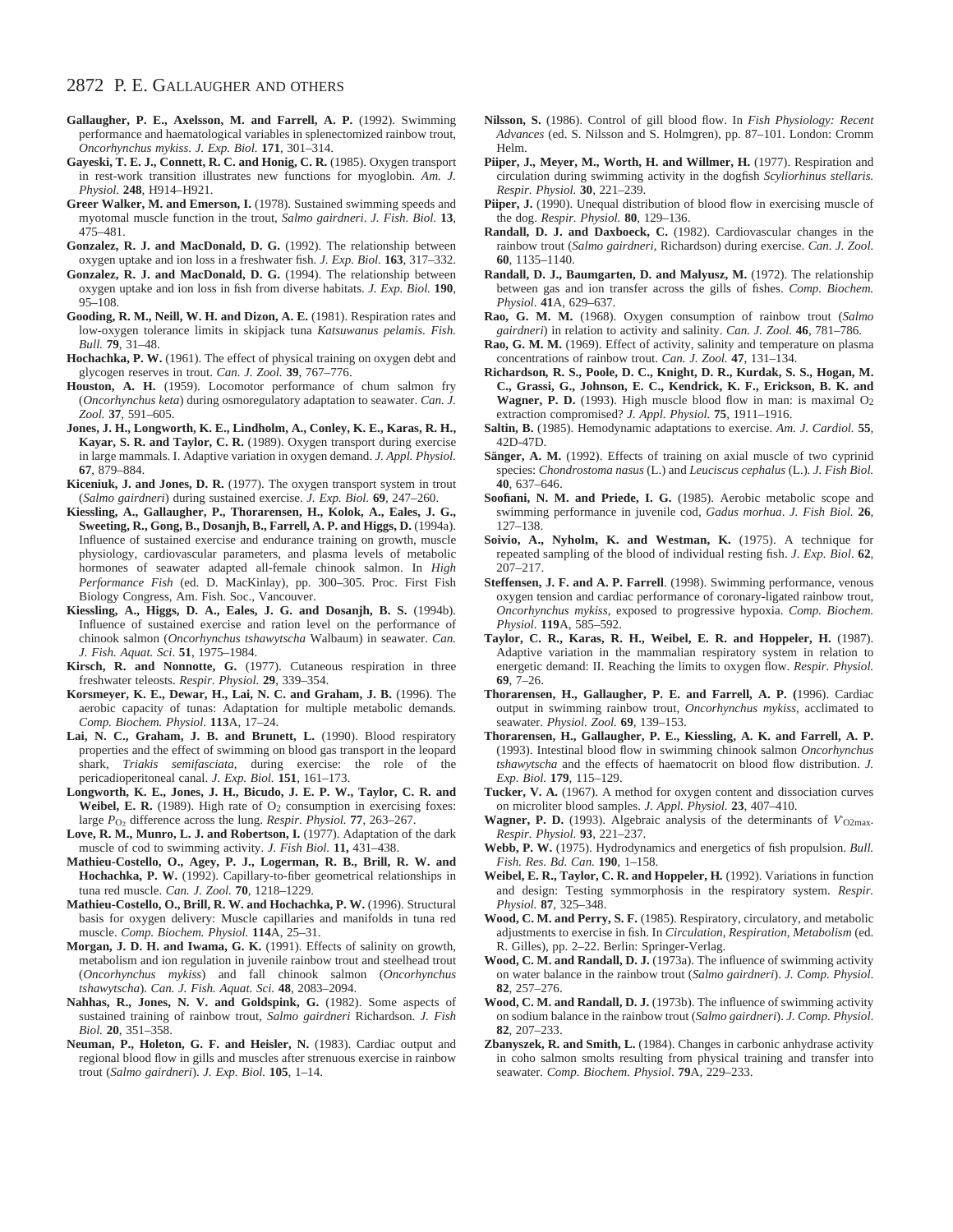**Gallaugher, P. E., Axelsson, M. and Farrell, A. P.** (1992). Swimming performance and haematological variables in splenectomized rainbow trout, *Oncorhynchus mykiss*. *J. Exp. Biol.* **171**, 301–314.

**Gayeski, T. E. J., Connett, R. C. and Honig, C. R.** (1985). Oxygen transport in rest-work transition illustrates new functions for myoglobin. *Am. J. Physiol.* **248**, H914–H921.

**Greer Walker, M. and Emerson, I.** (1978). Sustained swimming speeds and myotomal muscle function in the trout, *Salmo gairdneri*. *J. Fish. Biol.* **13**, 475–481.

**Gonzalez, R. J. and MacDonald, D. G.** (1992). The relationship between oxygen uptake and ion loss in a freshwater fish. *J. Exp. Biol.* **163**, 317–332.

**Gonzalez, R. J. and MacDonald, D. G.** (1994). The relationship between oxygen uptake and ion loss in fish from diverse habitats. *J. Exp. Biol.* **190**, 95–108.

**Gooding, R. M., Neill, W. H. and Dizon, A. E.** (1981). Respiration rates and low-oxygen tolerance limits in skipjack tuna *Katsuwanus pelamis*. *Fish. Bull.* **79**, 31–48.

**Hochachka, P. W.** (1961). The effect of physical training on oxygen debt and glycogen reserves in trout. *Can. J. Zool.* **39**, 767–776.

**Houston, A. H.** (1959). Locomotor performance of chum salmon fry (*Oncorhynchus keta*) during osmoregulatory adaptation to seawater. *Can. J. Zool.* **37**, 591–605.

**Jones, J. H., Longworth, K. E., Lindholm, A., Conley, K. E., Karas, R. H., Kayar, S. R. and Taylor, C. R.** (1989). Oxygen transport during exercise in large mammals. I. Adaptive variation in oxygen demand. *J. Appl. Physiol.* **67**, 879–884.

**Kiceniuk, J. and Jones, D. R.** (1977). The oxygen transport system in trout (*Salmo gairdneri*) during sustained exercise. *J. Exp. Biol.* **69**, 247–260.

**Kiessling, A., Gallaugher, P., Thorarensen, H., Kolok, A., Eales, J. G., Sweeting, R., Gong, B., Dosanjh, B., Farrell, A. P. and Higgs, D.** (1994a). Influence of sustained exercise and endurance training on growth, muscle physiology, cardiovascular parameters, and plasma levels of metabolic hormones of seawater adapted all-female chinook salmon. In *High Performance Fish* (ed. D. MacKinlay), pp. 300–305. Proc. First Fish Biology Congress, Am. Fish. Soc., Vancouver.

**Kiessling, A., Higgs, D. A., Eales, J. G. and Dosanjh, B. S.** (1994b). Influence of sustained exercise and ration level on the performance of chinook salmon (*Oncorhynchus tshawytscha* Walbaum) in seawater. *Can. J. Fish. Aquat. Sci.* **51**, 1975–1984.

**Kirsch, R. and Nonnotte, G.** (1977). Cutaneous respiration in three freshwater teleosts. *Respir. Physiol.* **29**, 339–354.

**Korsmeyer, K. E., Dewar, H., Lai, N. C. and Graham, J. B.** (1996). The aerobic capacity of tunas: Adaptation for multiple metabolic demands. *Comp. Biochem. Physiol.* **113**A, 17–24.

**Lai, N. C., Graham, J. B. and Brunett, L.** (1990). Blood respiratory properties and the effect of swimming on blood gas transport in the leopard shark, *Triakis semifasciata*, during exercise: the role of the pericadioperitoneal canal. *J. Exp. Biol.* **151**, 161–173.

**Longworth, K. E., Jones, J. H., Bicudo, J. E. P. W., Taylor, C. R. and Weibel, E. R.** (1989). High rate of $O_2$ consumption in exercising foxes: large $P_{O_2}$ difference across the lung. *Respir. Physiol.* **77**, 263–267.

**Love, R. M., Munro, L. J. and Robertson, I.** (1977). Adaptation of the dark muscle of cod to swimming activity. *J. Fish Biol.* **11,** 431–438.

**Mathieu-Costello, O., Agey, P. J., Logerman, R. B., Brill, R. W. and Hochachka, P. W.** (1992). Capillary-to-fiber geometrical relationships in tuna red muscle. *Can. J. Zool.* **70**, 1218–1229.

**Mathieu-Costello, O., Brill, R. W. and Hochachka, P. W.** (1996). Structural basis for oxygen delivery: Muscle capillaries and manifolds in tuna red muscle. *Comp. Biochem. Physiol.* **114**A, 25–31.

**Morgan, J. D. H. and Iwama, G. K.** (1991). Effects of salinity on growth, metabolism and ion regulation in juvenile rainbow trout and steelhead trout (*Oncorhynchus mykiss*) and fall chinook salmon (*Oncorhynchus tshawytscha*). *Can. J. Fish. Aquat. Sci.* **48**, 2083–2094.

**Nahhas, R., Jones, N. V. and Goldspink, G.** (1982). Some aspects of sustained training of rainbow trout, *Salmo gairdneri* Richardson. *J. Fish Biol.* **20**, 351–358.

**Neuman, P., Holeton, G. F. and Heisler, N.** (1983). Cardiac output and regional blood flow in gills and muscles after strenuous exercise in rainbow trout (*Salmo gairdneri*). *J. Exp. Biol.* **105**, 1–14.

**Nilsson, S.** (1986). Control of gill blood flow. In *Fish Physiology: Recent Advances* (ed. S. Nilsson and S. Holmgren), pp. 87–101. London: Cromm Helm.

**Piiper, J., Meyer, M., Worth, H. and Willmer, H.** (1977). Respiration and circulation during swimming activity in the dogfish *Scyliorhinus stellaris*. *Respir. Physiol.* **30**, 221–239.

**Piiper, J.** (1990). Unequal distribution of blood flow in exercising muscle of the dog. *Respir. Physiol.* **80**, 129–136.

**Randall, D. J. and Daxboeck, C.** (1982). Cardiovascular changes in the rainbow trout (*Salmo gairdneri*, Richardson) during exercise. *Can. J. Zool.* **60**, 1135–1140.

**Randall, D. J., Baumgarten, D. and Malyusz, M.** (1972). The relationship between gas and ion transfer across the gills of fishes. *Comp. Biochem. Physiol.* **41**A, 629–637.

**Rao, G. M. M.** (1968). Oxygen consumption of rainbow trout (*Salmo gairdneri*) in relation to activity and salinity. *Can. J. Zool.* **46**, 781–786.

**Rao, G. M. M.** (1969). Effect of activity, salinity and temperature on plasma concentrations of rainbow trout. *Can. J. Zool.* **47**, 131–134.

**Richardson, R. S., Poole, D. C., Knight, D. R., Kurdak, S. S., Hogan, M. C., Grassi, G., Johnson, E. C., Kendrick, K. F., Erickson, B. K. and Wagner, P. D.** (1993). High muscle blood flow in man: is maximal $O_2$ extraction compromised? *J. Appl. Physiol.* **75**, 1911–1916.

**Saltin, B.** (1985). Hemodynamic adaptations to exercise. *Am. J. Cardiol.* **55**, 42D-47D.

**Sänger, A. M.** (1992). Effects of training on axial muscle of two cyprinid species: *Chondrostoma nasus* (L.) and *Leuciscus cephalus* (L.). *J. Fish Biol.* **40**, 637–646.

**Soofiani, N. M. and Priede, I. G.** (1985). Aerobic metabolic scope and swimming performance in juvenile cod, *Gadus morhua*. *J. Fish Biol.* **26**, 127–138.

**Soivio, A., Nyholm, K. and Westman, K.** (1975). A technique for repeated sampling of the blood of individual resting fish. *J. Exp. Biol.* **62**, 207–217.

**Steffensen, J. F. and A. P. Farrell**. (1998). Swimming performance, venous oxygen tension and cardiac performance of coronary-ligated rainbow trout, *Oncorhynchus mykiss*, exposed to progressive hypoxia. *Comp. Biochem. Physiol.* **119**A, 585–592.

**Taylor, C. R., Karas, R. H., Weibel, E. R. and Hoppeler, H.** (1987). Adaptive variation in the mammalian respiratory system in relation to energetic demand: II. Reaching the limits to oxygen flow. *Respir. Physiol.* **69**, 7–26.

**Thorarensen, H., Gallaugher, P. E. and Farrell, A. P. (**1996). Cardiac output in swimming rainbow trout, *Oncorhynchus mykiss*, acclimated to seawater. *Physiol. Zool.* **69**, 139–153.

**Thorarensen, H., Gallaugher, P. E., Kiessling, A. K. and Farrell, A. P.** (1993). Intestinal blood flow in swimming chinook salmon *Oncorhynchus tshawytscha* and the effects of haematocrit on blood flow distribution. *J. Exp. Biol.* **179**, 115–129.

**Tucker, V. A.** (1967). A method for oxygen content and dissociation curves on microliter blood samples. *J. Appl. Physiol.* **23**, 407–410.

**Wagner, P. D.** (1993). Algebraic analysis of the determinants of $\dot{V}_{O_2max}$. *Respir. Physiol.* **93**, 221–237.

**Webb, P. W.** (1975). Hydrodynamics and energetics of fish propulsion. *Bull. Fish. Res. Bd. Can.* **190**, 1–158.

**Weibel, E. R., Taylor, C. R. and Hoppeler, H.** (1992). Variations in function and design: Testing symmorphosis in the respiratory system. *Respir. Physiol.* **87**, 325–348.

**Wood, C. M. and Perry, S. F.** (1985). Respiratory, circulatory, and metabolic adjustments to exercise in fish. In *Circulation, Respiration, Metabolism* (ed. R. Gilles), pp. 2–22. Berlin: Springer-Verlag.

**Wood, C. M. and Randall, D. J.** (1973a). The influence of swimming activity on water balance in the rainbow trout (*Salmo gairdneri*). *J. Comp. Physiol.* **82**, 257–276.

**Wood, C. M. and Randall, D. J.** (1973b). The influence of swimming activity on sodium balance in the rainbow trout (*Salmo gairdneri*). *J. Comp. Physiol.* **82**, 207–233.

**Zbanyszek, R. and Smith, L.** (1984). Changes in carbonic anhydrase activity in coho salmon smolts resulting from physical training and transfer into seawater. *Comp. Biochem. Physiol.* **79**A, 229–233.